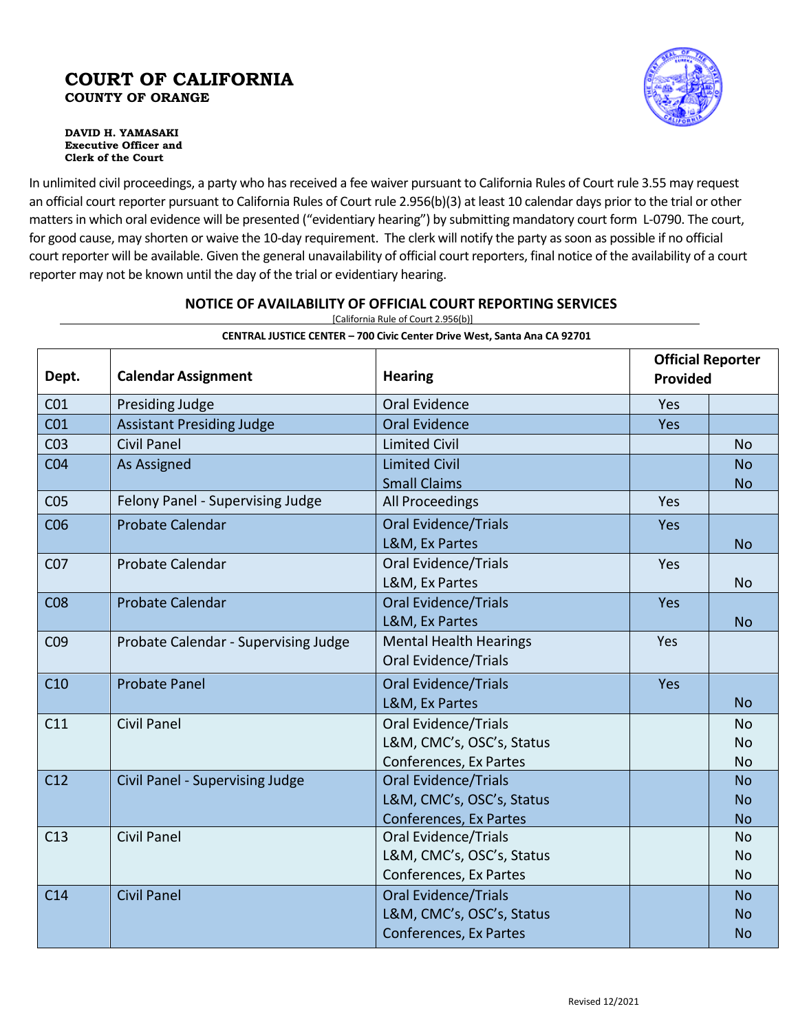# COURT OF CALIFORNIA
## COUNTY OF ORANGE

**DAVID H. YAMASAKI**
**Executive Officer and**
**Clerk of the Court**

In unlimited civil proceedings, a party who has received a fee waiver pursuant to California Rules of Court rule 3.55 may request an official court reporter pursuant to California Rules of Court rule 2.956(b)(3) at least 10 calendar days prior to the trial or other matters in which oral evidence will be presented ("evidentiary hearing") by submitting mandatory court form L-0790. The court, for good cause, may shorten or waive the 10-day requirement. The clerk will notify the party as soon as possible if no official court reporter will be available. Given the general unavailability of official court reporters, final notice of the availability of a court reporter may not be known until the day of the trial or evidentiary hearing.

## NOTICE OF AVAILABILITY OF OFFICIAL COURT REPORTING SERVICES

[California Rule of Court 2.956(b)]

**CENTRAL JUSTICE CENTER – 700 Civic Center Drive West, Santa Ana CA 92701**

| Dept. | Calendar Assignment | Hearing | Official Reporter Provided | |
|---|---|---|---|---|
| C01 | Presiding Judge | Oral Evidence | Yes | |
| C01 | Assistant Presiding Judge | Oral Evidence | Yes | |
| C03 | Civil Panel | Limited Civil | | No |
| C04 | As Assigned | Limited Civil<br>Small Claims | | No<br>No |
| C05 | Felony Panel - Supervising Judge | All Proceedings | Yes | |
| C06 | Probate Calendar | Oral Evidence/Trials<br>L&M, Ex Partes | Yes | <br>No |
| C07 | Probate Calendar | Oral Evidence/Trials<br>L&M, Ex Partes | Yes | <br>No |
| C08 | Probate Calendar | Oral Evidence/Trials<br>L&M, Ex Partes | Yes | <br>No |
| C09 | Probate Calendar - Supervising Judge | Mental Health Hearings<br>Oral Evidence/Trials | Yes | |
| C10 | Probate Panel | Oral Evidence/Trials<br>L&M, Ex Partes | Yes | <br>No |
| C11 | Civil Panel | Oral Evidence/Trials<br>L&M, CMC's, OSC's, Status<br>Conferences, Ex Partes | | No<br>No<br>No |
| C12 | Civil Panel - Supervising Judge | Oral Evidence/Trials<br>L&M, CMC's, OSC's, Status<br>Conferences, Ex Partes | | No<br>No<br>No |
| C13 | Civil Panel | Oral Evidence/Trials<br>L&M, CMC's, OSC's, Status<br>Conferences, Ex Partes | | No<br>No<br>No |
| C14 | Civil Panel | Oral Evidence/Trials<br>L&M, CMC's, OSC's, Status<br>Conferences, Ex Partes | | No<br>No<br>No |

Revised 12/2021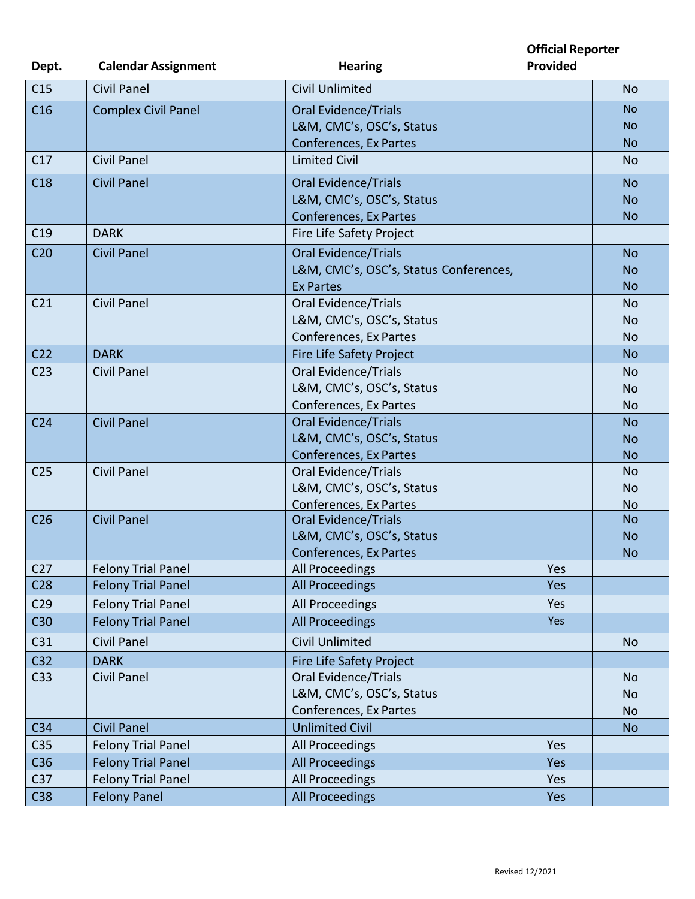| Dept. | Calendar Assignment | Hearing | Official Reporter Provided | |
|---|---|---|---|---|
| C15 | Civil Panel | Civil Unlimited | | No |
| C16 | Complex Civil Panel | Oral Evidence/Trials<br>L&M, CMC's, OSC's, Status<br>Conferences, Ex Partes | | No<br>No<br>No |
| C17 | Civil Panel | Limited Civil | | No |
| C18 | Civil Panel | Oral Evidence/Trials<br>L&M, CMC's, OSC's, Status<br>Conferences, Ex Partes | | No<br>No<br>No |
| C19 | DARK | Fire Life Safety Project | | |
| C20 | Civil Panel | Oral Evidence/Trials<br>L&M, CMC's, OSC's, Status Conferences,<br>Ex Partes | | No<br>No<br>No |
| C21 | Civil Panel | Oral Evidence/Trials<br>L&M, CMC's, OSC's, Status<br>Conferences, Ex Partes | | No<br>No<br>No |
| C22 | DARK | Fire Life Safety Project | | No |
| C23 | Civil Panel | Oral Evidence/Trials<br>L&M, CMC's, OSC's, Status<br>Conferences, Ex Partes | | No<br>No<br>No |
| C24 | Civil Panel | Oral Evidence/Trials<br>L&M, CMC's, OSC's, Status<br>Conferences, Ex Partes | | No<br>No<br>No |
| C25 | Civil Panel | Oral Evidence/Trials<br>L&M, CMC's, OSC's, Status<br>Conferences, Ex Partes | | No<br>No<br>No |
| C26 | Civil Panel | Oral Evidence/Trials<br>L&M, CMC's, OSC's, Status<br>Conferences, Ex Partes | | No<br>No<br>No |
| C27 | Felony Trial Panel | All Proceedings | Yes | |
| C28 | Felony Trial Panel | All Proceedings | Yes | |
| C29 | Felony Trial Panel | All Proceedings | Yes | |
| C30 | Felony Trial Panel | All Proceedings | Yes | |
| C31 | Civil Panel | Civil Unlimited | | No |
| C32 | DARK | Fire Life Safety Project | | |
| C33 | Civil Panel | Oral Evidence/Trials<br>L&M, CMC's, OSC's, Status<br>Conferences, Ex Partes | | No<br>No<br>No |
| C34 | Civil Panel | Unlimited Civil | | No |
| C35 | Felony Trial Panel | All Proceedings | Yes | |
| C36 | Felony Trial Panel | All Proceedings | Yes | |
| C37 | Felony Trial Panel | All Proceedings | Yes | |
| C38 | Felony Panel | All Proceedings | Yes | |

Revised 12/2021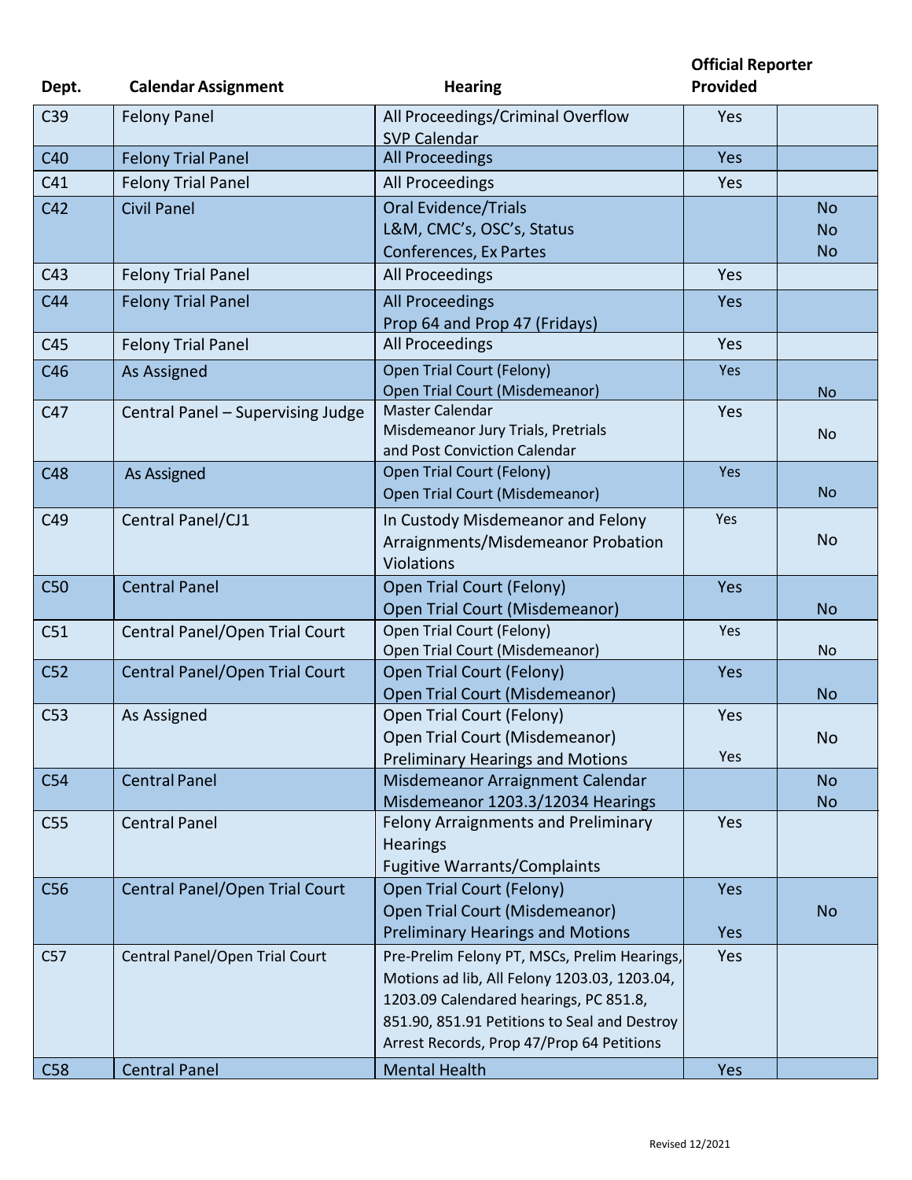| Dept. | Calendar Assignment | Hearing | Official Reporter Provided | |
|---|---|---|---|---|
| C39 | Felony Panel | All Proceedings/Criminal Overflow<br>SVP Calendar | Yes | |
| C40 | Felony Trial Panel | All Proceedings | Yes | |
| C41 | Felony Trial Panel | All Proceedings | Yes | |
| C42 | Civil Panel | Oral Evidence/Trials<br>L&M, CMC's, OSC's, Status<br>Conferences, Ex Partes | | No<br>No<br>No |
| C43 | Felony Trial Panel | All Proceedings | Yes | |
| C44 | Felony Trial Panel | All Proceedings<br>Prop 64 and Prop 47 (Fridays) | Yes | |
| C45 | Felony Trial Panel | All Proceedings | Yes | |
| C46 | As Assigned | Open Trial Court (Felony)<br>Open Trial Court (Misdemeanor) | Yes | No |
| C47 | Central Panel – Supervising Judge | Master Calendar<br>Misdemeanor Jury Trials, Pretrials and Post Conviction Calendar | Yes | No |
| C48 | As Assigned | Open Trial Court (Felony)<br>Open Trial Court (Misdemeanor) | Yes | No |
| C49 | Central Panel/CJ1 | In Custody Misdemeanor and Felony Arraignments/Misdemeanor Probation Violations | Yes | No |
| C50 | Central Panel | Open Trial Court (Felony)<br>Open Trial Court (Misdemeanor) | Yes | No |
| C51 | Central Panel/Open Trial Court | Open Trial Court (Felony)<br>Open Trial Court (Misdemeanor) | Yes | No |
| C52 | Central Panel/Open Trial Court | Open Trial Court (Felony)<br>Open Trial Court (Misdemeanor) | Yes | No |
| C53 | As Assigned | Open Trial Court (Felony)<br>Open Trial Court (Misdemeanor)<br>Preliminary Hearings and Motions | Yes<br><br>Yes | No |
| C54 | Central Panel | Misdemeanor Arraignment Calendar<br>Misdemeanor 1203.3/12034 Hearings | | No<br>No |
| C55 | Central Panel | Felony Arraignments and Preliminary Hearings<br>Fugitive Warrants/Complaints | Yes | |
| C56 | Central Panel/Open Trial Court | Open Trial Court (Felony)<br>Open Trial Court (Misdemeanor)<br>Preliminary Hearings and Motions | Yes<br><br>Yes | No |
| C57 | Central Panel/Open Trial Court | Pre-Prelim Felony PT, MSCs, Prelim Hearings, Motions ad lib, All Felony 1203.03, 1203.04, 1203.09 Calendared hearings, PC 851.8, 851.90, 851.91 Petitions to Seal and Destroy Arrest Records, Prop 47/Prop 64 Petitions | Yes | |
| C58 | Central Panel | Mental Health | Yes | |

Revised 12/2021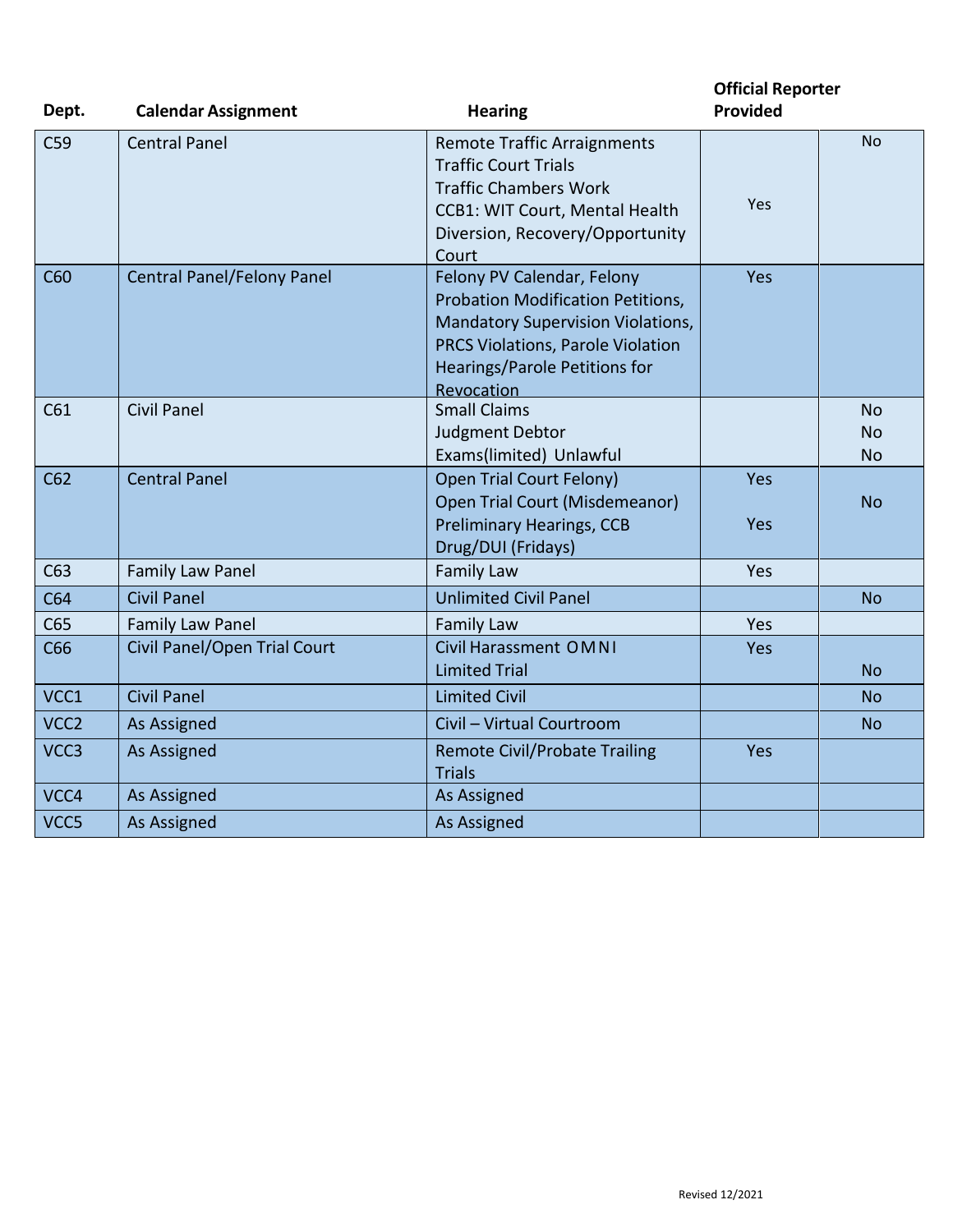| Dept. | Calendar Assignment | Hearing | Official Reporter Provided | |
|---|---|---|---|---|
| C59 | Central Panel | Remote Traffic Arraignments<br>Traffic Court Trials<br>Traffic Chambers Work<br>CCB1: WIT Court, Mental Health Diversion, Recovery/Opportunity Court | Yes | No |
| C60 | Central Panel/Felony Panel | Felony PV Calendar, Felony Probation Modification Petitions, Mandatory Supervision Violations, PRCS Violations, Parole Violation Hearings/Parole Petitions for Revocation | Yes | |
| C61 | Civil Panel | Small Claims<br>Judgment Debtor<br>Exams(limited) Unlawful | | No<br>No<br>No |
| C62 | Central Panel | Open Trial Court Felony)<br>Open Trial Court (Misdemeanor)<br>Preliminary Hearings, CCB Drug/DUI (Fridays) | Yes<br><br>Yes | <br>No |
| C63 | Family Law Panel | Family Law | Yes | |
| C64 | Civil Panel | Unlimited Civil Panel | | No |
| C65 | Family Law Panel | Family Law | Yes | |
| C66 | Civil Panel/Open Trial Court | Civil Harassment OMNI<br>Limited Trial | Yes | <br>No |
| VCC1 | Civil Panel | Limited Civil | | No |
| VCC2 | As Assigned | Civil – Virtual Courtroom | | No |
| VCC3 | As Assigned | Remote Civil/Probate Trailing Trials | Yes | |
| VCC4 | As Assigned | As Assigned | | |
| VCC5 | As Assigned | As Assigned | | |

Revised 12/2021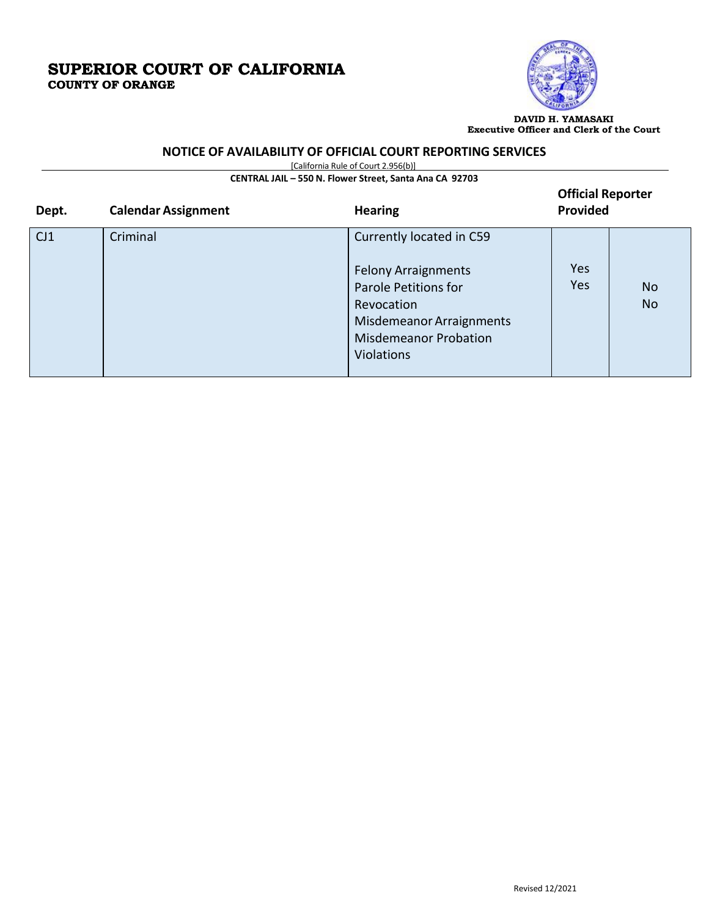# SUPERIOR COURT OF CALIFORNIA
**COUNTY OF ORANGE**

**DAVID H. YAMASAKI**
**Executive Officer and Clerk of the Court**

## NOTICE OF AVAILABILITY OF OFFICIAL COURT REPORTING SERVICES

[California Rule of Court 2.956(b)]

**CENTRAL JAIL – 550 N. Flower Street, Santa Ana CA 92703**

| Dept. | Calendar Assignment | Hearing | Official Reporter Provided | |
|---|---|---|---|---|
| CJ1 | Criminal | Currently located in C59<br><br>Felony Arraignments<br>Parole Petitions for Revocation<br>Misdemeanor Arraignments<br>Misdemeanor Probation Violations | Yes<br>Yes | No<br>No |

Revised 12/2021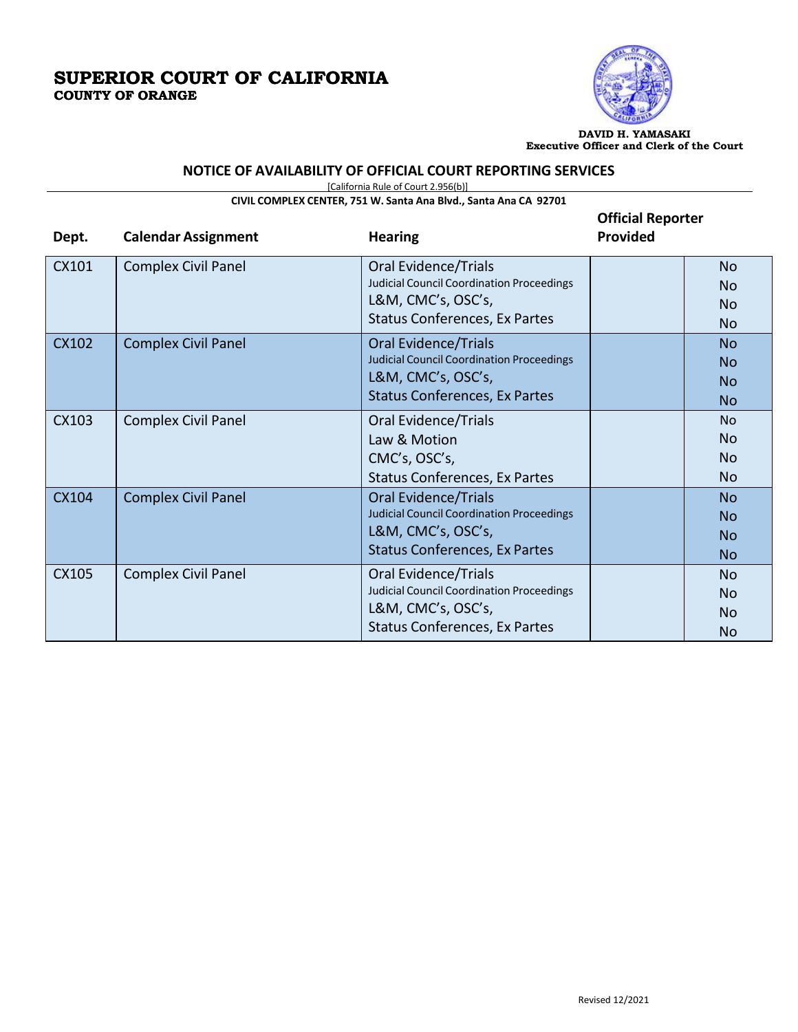# SUPERIOR COURT OF CALIFORNIA
**COUNTY OF ORANGE**

**DAVID H. YAMASAKI**
**Executive Officer and Clerk of the Court**

## NOTICE OF AVAILABILITY OF OFFICIAL COURT REPORTING SERVICES

[California Rule of Court 2.956(b)]

**CIVIL COMPLEX CENTER, 751 W. Santa Ana Blvd., Santa Ana CA 92701**

| Dept. | Calendar Assignment | Hearing | Official Reporter Provided | |
|---|---|---|---|---|
| CX101 | Complex Civil Panel | Oral Evidence/Trials<br>Judicial Council Coordination Proceedings<br>L&M, CMC's, OSC's,<br>Status Conferences, Ex Partes | | No<br>No<br>No<br>No |
| CX102 | Complex Civil Panel | Oral Evidence/Trials<br>Judicial Council Coordination Proceedings<br>L&M, CMC's, OSC's,<br>Status Conferences, Ex Partes | | No<br>No<br>No<br>No |
| CX103 | Complex Civil Panel | Oral Evidence/Trials<br>Law & Motion<br>CMC's, OSC's,<br>Status Conferences, Ex Partes | | No<br>No<br>No<br>No |
| CX104 | Complex Civil Panel | Oral Evidence/Trials<br>Judicial Council Coordination Proceedings<br>L&M, CMC's, OSC's,<br>Status Conferences, Ex Partes | | No<br>No<br>No<br>No |
| CX105 | Complex Civil Panel | Oral Evidence/Trials<br>Judicial Council Coordination Proceedings<br>L&M, CMC's, OSC's,<br>Status Conferences, Ex Partes | | No<br>No<br>No<br>No |

Revised 12/2021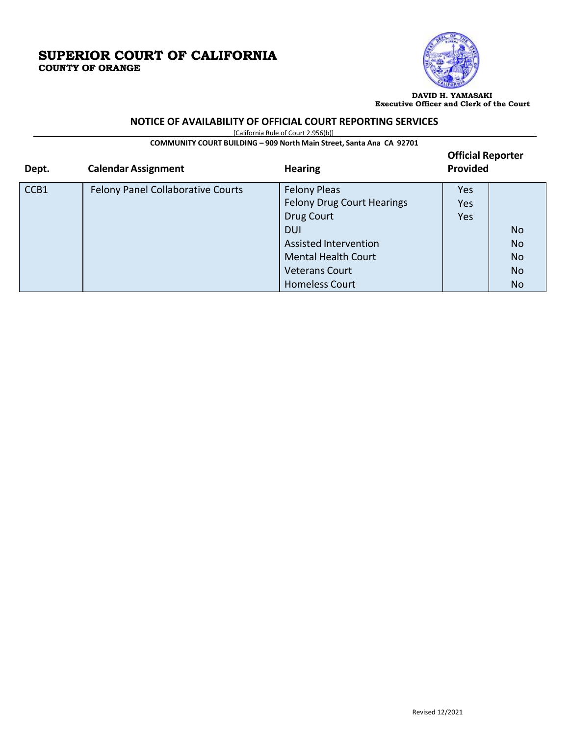# SUPERIOR COURT OF CALIFORNIA
## COUNTY OF ORANGE

**DAVID H. YAMASAKI**
**Executive Officer and Clerk of the Court**

### NOTICE OF AVAILABILITY OF OFFICIAL COURT REPORTING SERVICES

[California Rule of Court 2.956(b)]

**COMMUNITY COURT BUILDING – 909 North Main Street, Santa Ana CA 92701**

| Dept. | Calendar Assignment | Hearing | Official Reporter Provided | |
|---|---|---|---|---|
| CCB1 | Felony Panel Collaborative Courts | Felony Pleas | Yes | |
| | | Felony Drug Court Hearings | Yes | |
| | | Drug Court | Yes | |
| | | DUI | | No |
| | | Assisted Intervention | | No |
| | | Mental Health Court | | No |
| | | Veterans Court | | No |
| | | Homeless Court | | No |

Revised 12/2021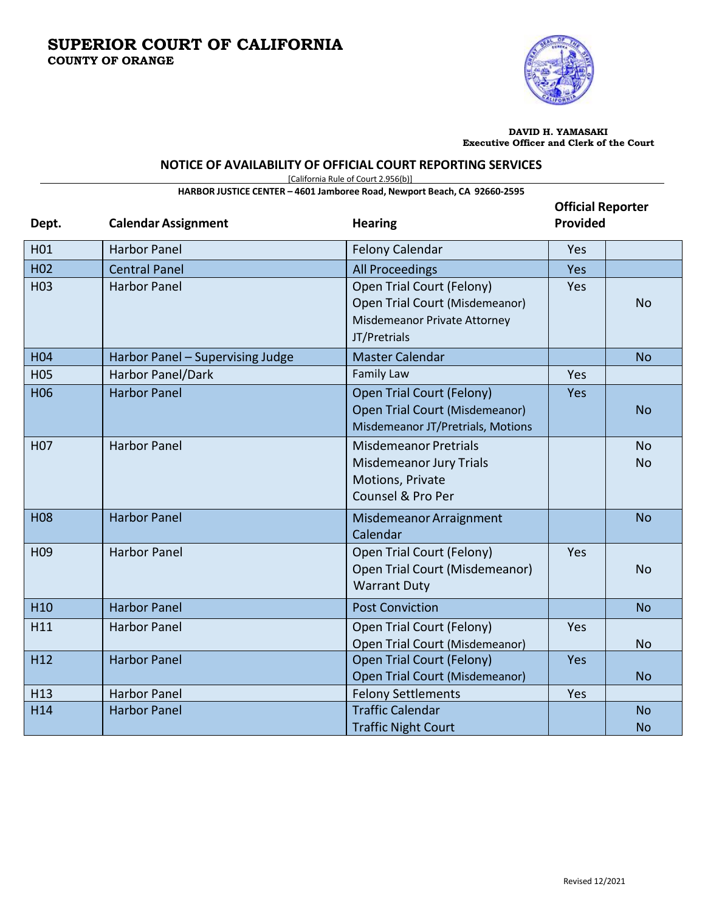# SUPERIOR COURT OF CALIFORNIA

**COUNTY OF ORANGE**

**DAVID H. YAMASAKI**
**Executive Officer and Clerk of the Court**

## NOTICE OF AVAILABILITY OF OFFICIAL COURT REPORTING SERVICES

[California Rule of Court 2.956(b)]

**HARBOR JUSTICE CENTER – 4601 Jamboree Road, Newport Beach, CA 92660-2595**

| Dept. | Calendar Assignment | Hearing | Official Reporter Provided | |
|---|---|---|---|---|
| H01 | Harbor Panel | Felony Calendar | Yes | |
| H02 | Central Panel | All Proceedings | Yes | |
| H03 | Harbor Panel | Open Trial Court (Felony)<br>Open Trial Court (Misdemeanor)<br>Misdemeanor Private Attorney<br>JT/Pretrials | Yes | No |
| H04 | Harbor Panel – Supervising Judge | Master Calendar | | No |
| H05 | Harbor Panel/Dark | Family Law | Yes | |
| H06 | Harbor Panel | Open Trial Court (Felony)<br>Open Trial Court (Misdemeanor)<br>Misdemeanor JT/Pretrials, Motions | Yes | No |
| H07 | Harbor Panel | Misdemeanor Pretrials<br>Misdemeanor Jury Trials<br>Motions, Private<br>Counsel & Pro Per | | No<br>No |
| H08 | Harbor Panel | Misdemeanor Arraignment Calendar | | No |
| H09 | Harbor Panel | Open Trial Court (Felony)<br>Open Trial Court (Misdemeanor)<br>Warrant Duty | Yes | No |
| H10 | Harbor Panel | Post Conviction | | No |
| H11 | Harbor Panel | Open Trial Court (Felony)<br>Open Trial Court (Misdemeanor) | Yes | No |
| H12 | Harbor Panel | Open Trial Court (Felony)<br>Open Trial Court (Misdemeanor) | Yes | No |
| H13 | Harbor Panel | Felony Settlements | Yes | |
| H14 | Harbor Panel | Traffic Calendar<br>Traffic Night Court | | No<br>No |

Revised 12/2021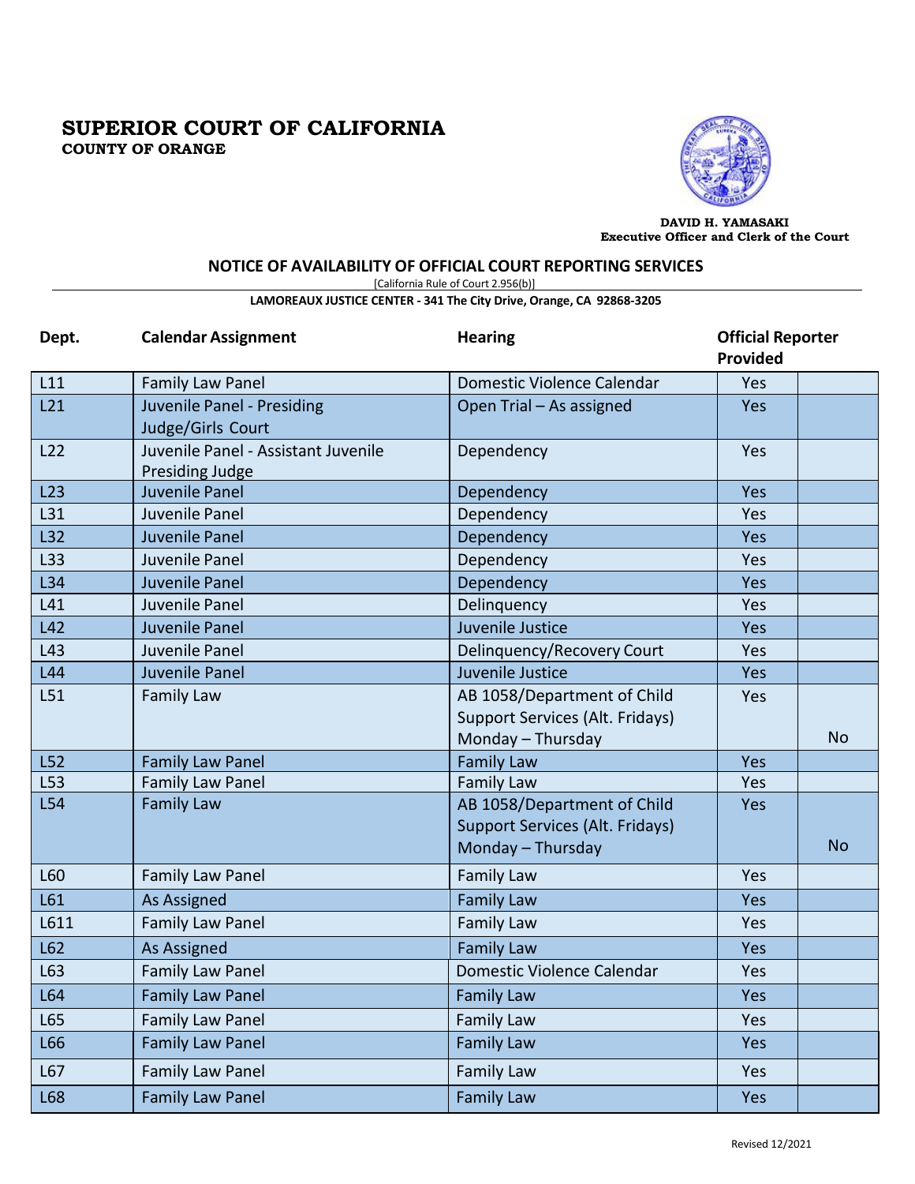# SUPERIOR COURT OF CALIFORNIA
**COUNTY OF ORANGE**

**DAVID H. YAMASAKI**
**Executive Officer and Clerk of the Court**

## NOTICE OF AVAILABILITY OF OFFICIAL COURT REPORTING SERVICES

[California Rule of Court 2.956(b)]

**LAMOREAUX JUSTICE CENTER - 341 The City Drive, Orange, CA 92868-3205**

| Dept. | Calendar Assignment | Hearing | Official Reporter Provided | |
|---|---|---|---|---|
| L11 | Family Law Panel | Domestic Violence Calendar | Yes | |
| L21 | Juvenile Panel - Presiding Judge/Girls Court | Open Trial – As assigned | Yes | |
| L22 | Juvenile Panel - Assistant Juvenile Presiding Judge | Dependency | Yes | |
| L23 | Juvenile Panel | Dependency | Yes | |
| L31 | Juvenile Panel | Dependency | Yes | |
| L32 | Juvenile Panel | Dependency | Yes | |
| L33 | Juvenile Panel | Dependency | Yes | |
| L34 | Juvenile Panel | Dependency | Yes | |
| L41 | Juvenile Panel | Delinquency | Yes | |
| L42 | Juvenile Panel | Juvenile Justice | Yes | |
| L43 | Juvenile Panel | Delinquency/Recovery Court | Yes | |
| L44 | Juvenile Panel | Juvenile Justice | Yes | |
| L51 | Family Law | AB 1058/Department of Child Support Services (Alt. Fridays) Monday – Thursday | Yes | No |
| L52 | Family Law Panel | Family Law | Yes | |
| L53 | Family Law Panel | Family Law | Yes | |
| L54 | Family Law | AB 1058/Department of Child Support Services (Alt. Fridays) Monday – Thursday | Yes | No |
| L60 | Family Law Panel | Family Law | Yes | |
| L61 | As Assigned | Family Law | Yes | |
| L611 | Family Law Panel | Family Law | Yes | |
| L62 | As Assigned | Family Law | Yes | |
| L63 | Family Law Panel | Domestic Violence Calendar | Yes | |
| L64 | Family Law Panel | Family Law | Yes | |
| L65 | Family Law Panel | Family Law | Yes | |
| L66 | Family Law Panel | Family Law | Yes | |
| L67 | Family Law Panel | Family Law | Yes | |
| L68 | Family Law Panel | Family Law | Yes | |

Revised 12/2021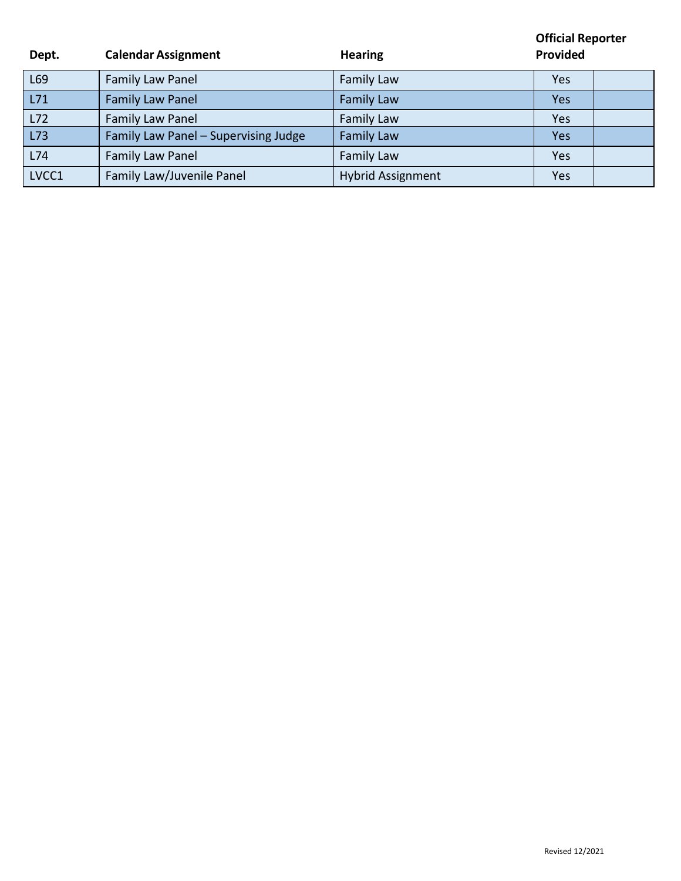| Dept. | Calendar Assignment | Hearing | Official Reporter Provided | |
|---|---|---|---|---|
| L69 | Family Law Panel | Family Law | Yes | |
| L71 | Family Law Panel | Family Law | Yes | |
| L72 | Family Law Panel | Family Law | Yes | |
| L73 | Family Law Panel – Supervising Judge | Family Law | Yes | |
| L74 | Family Law Panel | Family Law | Yes | |
| LVCC1 | Family Law/Juvenile Panel | Hybrid Assignment | Yes | |

Revised 12/2021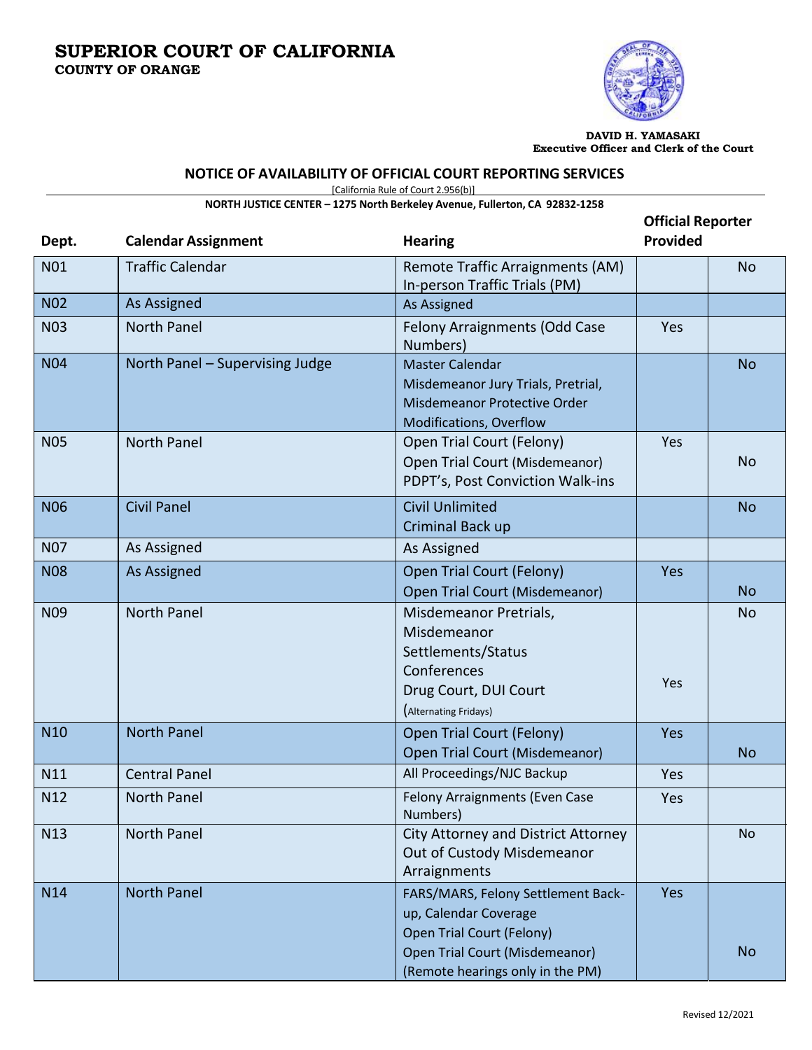# SUPERIOR COURT OF CALIFORNIA
**COUNTY OF ORANGE**

**DAVID H. YAMASAKI**
**Executive Officer and Clerk of the Court**

## NOTICE OF AVAILABILITY OF OFFICIAL COURT REPORTING SERVICES

[California Rule of Court 2.956(b)]

**NORTH JUSTICE CENTER – 1275 North Berkeley Avenue, Fullerton, CA 92832-1258**

| Dept. | Calendar Assignment | Hearing | Official Reporter Provided | |
|---|---|---|---|---|
| N01 | Traffic Calendar | Remote Traffic Arraignments (AM) In-person Traffic Trials (PM) | | No |
| N02 | As Assigned | As Assigned | | |
| N03 | North Panel | Felony Arraignments (Odd Case Numbers) | Yes | |
| N04 | North Panel – Supervising Judge | Master Calendar Misdemeanor Jury Trials, Pretrial, Misdemeanor Protective Order Modifications, Overflow | | No |
| N05 | North Panel | Open Trial Court (Felony) | Yes | |
| | | Open Trial Court (Misdemeanor) PDPT's, Post Conviction Walk-ins | | No |
| N06 | Civil Panel | Civil Unlimited Criminal Back up | | No |
| N07 | As Assigned | As Assigned | | |
| N08 | As Assigned | Open Trial Court (Felony) | Yes | |
| | | Open Trial Court (Misdemeanor) | | No |
| N09 | North Panel | Misdemeanor Pretrials, Misdemeanor Settlements/Status Conferences | | No |
| | | Drug Court, DUI Court (Alternating Fridays) | Yes | |
| N10 | North Panel | Open Trial Court (Felony) | Yes | |
| | | Open Trial Court (Misdemeanor) | | No |
| N11 | Central Panel | All Proceedings/NJC Backup | Yes | |
| N12 | North Panel | Felony Arraignments (Even Case Numbers) | Yes | |
| N13 | North Panel | City Attorney and District Attorney Out of Custody Misdemeanor Arraignments | | No |
| N14 | North Panel | FARS/MARS, Felony Settlement Back-up, Calendar Coverage Open Trial Court (Felony) | Yes | |
| | | Open Trial Court (Misdemeanor) (Remote hearings only in the PM) | | No |

Revised 12/2021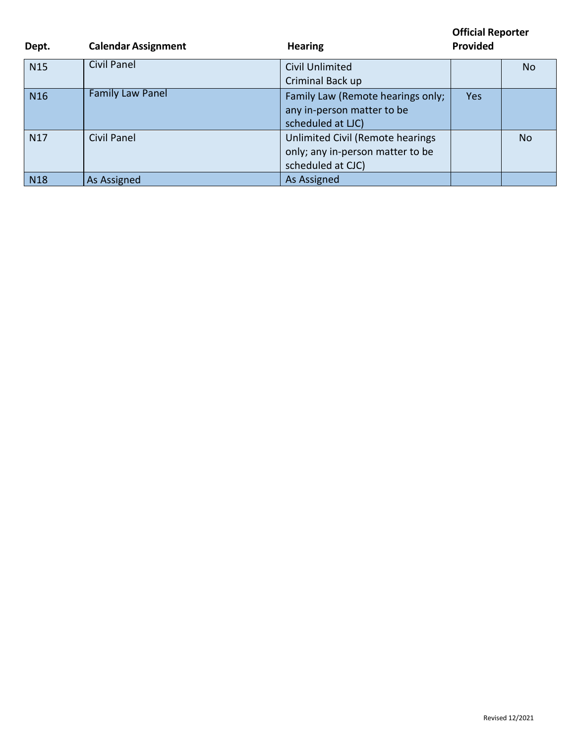| Dept. | Calendar Assignment | Hearing | Official Reporter Provided | |
|---|---|---|---|---|
| N15 | Civil Panel | Civil Unlimited<br>Criminal Back up | | No |
| N16 | Family Law Panel | Family Law (Remote hearings only; any in-person matter to be scheduled at LJC) | Yes | |
| N17 | Civil Panel | Unlimited Civil (Remote hearings only; any in-person matter to be scheduled at CJC) | | No |
| N18 | As Assigned | As Assigned | | |

Revised 12/2021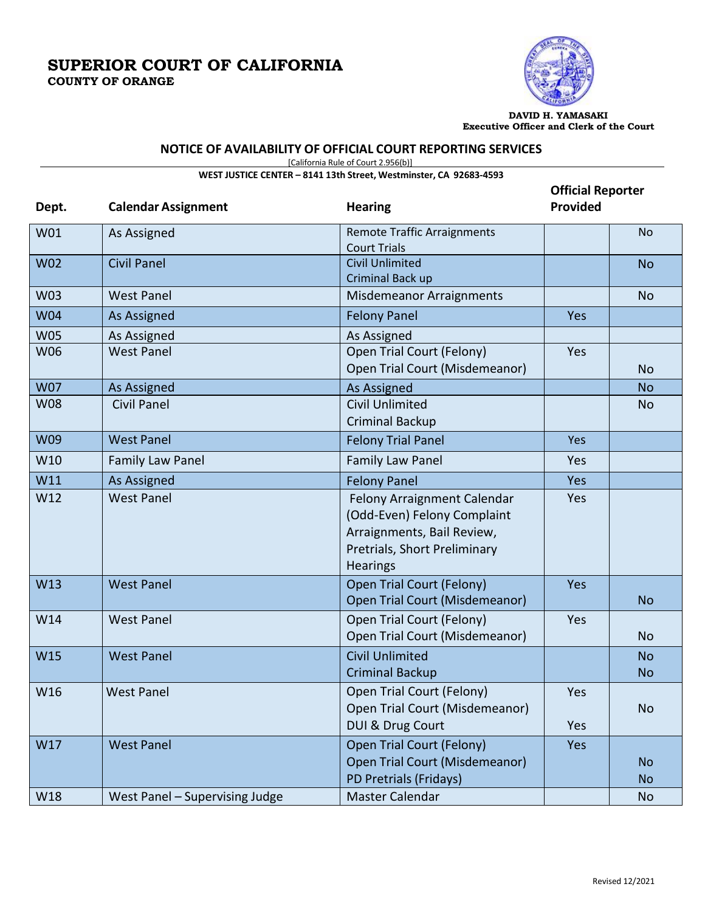# SUPERIOR COURT OF CALIFORNIA
**COUNTY OF ORANGE**

**DAVID H. YAMASAKI**
**Executive Officer and Clerk of the Court**

## NOTICE OF AVAILABILITY OF OFFICIAL COURT REPORTING SERVICES

[California Rule of Court 2.956(b)]

**WEST JUSTICE CENTER – 8141 13th Street, Westminster, CA 92683-4593**

| Dept. | Calendar Assignment | Hearing | Official Reporter Provided | |
|---|---|---|---|---|
| W01 | As Assigned | Remote Traffic Arraignments<br>Court Trials | | No |
| W02 | Civil Panel | Civil Unlimited<br>Criminal Back up | | No |
| W03 | West Panel | Misdemeanor Arraignments | | No |
| W04 | As Assigned | Felony Panel | Yes | |
| W05 | As Assigned | As Assigned | | |
| W06 | West Panel | Open Trial Court (Felony)<br>Open Trial Court (Misdemeanor) | Yes | No |
| W07 | As Assigned | As Assigned | | No |
| W08 | Civil Panel | Civil Unlimited<br>Criminal Backup | | No |
| W09 | West Panel | Felony Trial Panel | Yes | |
| W10 | Family Law Panel | Family Law Panel | Yes | |
| W11 | As Assigned | Felony Panel | Yes | |
| W12 | West Panel | Felony Arraignment Calendar (Odd-Even) Felony Complaint Arraignments, Bail Review, Pretrials, Short Preliminary Hearings | Yes | |
| W13 | West Panel | Open Trial Court (Felony)<br>Open Trial Court (Misdemeanor) | Yes | No |
| W14 | West Panel | Open Trial Court (Felony)<br>Open Trial Court (Misdemeanor) | Yes | No |
| W15 | West Panel | Civil Unlimited<br>Criminal Backup | | No<br>No |
| W16 | West Panel | Open Trial Court (Felony)<br>Open Trial Court (Misdemeanor)<br>DUI & Drug Court | Yes<br><br>Yes | <br>No |
| W17 | West Panel | Open Trial Court (Felony)<br>Open Trial Court (Misdemeanor)<br>PD Pretrials (Fridays) | Yes | <br>No<br>No |
| W18 | West Panel – Supervising Judge | Master Calendar | | No |

Revised 12/2021